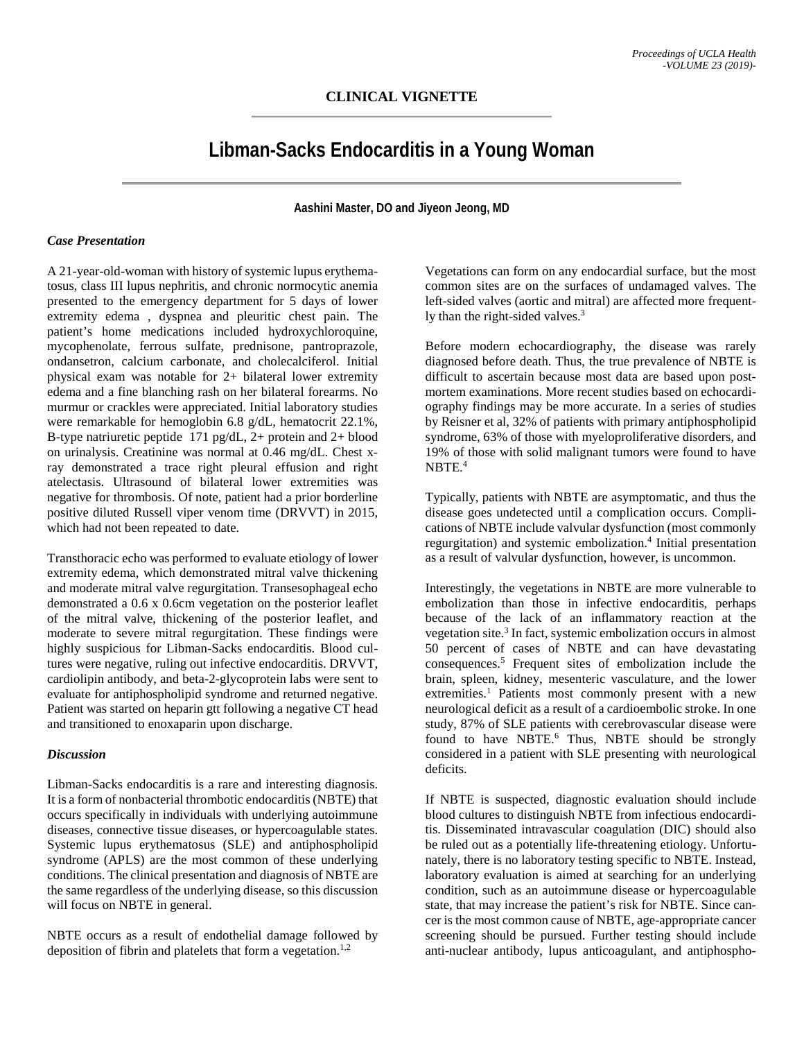## CLINICAL VIGNETTE

# Libman-Sacks Endocarditis in a Young Woman

**Aashini Master, DO and Jiyeon Jeong, MD**

### *Case Presentation*

A 21-year-old-woman with history of systemic lupus erythematosus, class III lupus nephritis, and chronic normocytic anemia presented to the emergency department for 5 days of lower extremity edema , dyspnea and pleuritic chest pain. The patient's home medications included hydroxychloroquine, mycophenolate, ferrous sulfate, prednisone, pantroprazole, ondansetron, calcium carbonate, and cholecalciferol. Initial physical exam was notable for 2+ bilateral lower extremity edema and a fine blanching rash on her bilateral forearms. No murmur or crackles were appreciated. Initial laboratory studies were remarkable for hemoglobin 6.8 g/dL, hematocrit 22.1%, B-type natriuretic peptide 171 pg/dL, 2+ protein and 2+ blood on urinalysis. Creatinine was normal at 0.46 mg/dL. Chest x-ray demonstrated a trace right pleural effusion and right atelectasis. Ultrasound of bilateral lower extremities was negative for thrombosis. Of note, patient had a prior borderline positive diluted Russell viper venom time (DRVVT) in 2015, which had not been repeated to date.

Transthoracic echo was performed to evaluate etiology of lower extremity edema, which demonstrated mitral valve thickening and moderate mitral valve regurgitation. Transesophageal echo demonstrated a 0.6 x 0.6cm vegetation on the posterior leaflet of the mitral valve, thickening of the posterior leaflet, and moderate to severe mitral regurgitation. These findings were highly suspicious for Libman-Sacks endocarditis. Blood cultures were negative, ruling out infective endocarditis. DRVVT, cardiolipin antibody, and beta-2-glycoprotein labs were sent to evaluate for antiphospholipid syndrome and returned negative. Patient was started on heparin gtt following a negative CT head and transitioned to enoxaparin upon discharge.

### *Discussion*

Libman-Sacks endocarditis is a rare and interesting diagnosis. It is a form of nonbacterial thrombotic endocarditis (NBTE) that occurs specifically in individuals with underlying autoimmune diseases, connective tissue diseases, or hypercoagulable states. Systemic lupus erythematosus (SLE) and antiphospholipid syndrome (APLS) are the most common of these underlying conditions. The clinical presentation and diagnosis of NBTE are the same regardless of the underlying disease, so this discussion will focus on NBTE in general.

NBTE occurs as a result of endothelial damage followed by deposition of fibrin and platelets that form a vegetation.[1,2] Vegetations can form on any endocardial surface, but the most common sites are on the surfaces of undamaged valves. The left-sided valves (aortic and mitral) are affected more frequently than the right-sided valves.[3]

Before modern echocardiography, the disease was rarely diagnosed before death. Thus, the true prevalence of NBTE is difficult to ascertain because most data are based upon post-mortem examinations. More recent studies based on echocardiography findings may be more accurate. In a series of studies by Reisner et al, 32% of patients with primary antiphospholipid syndrome, 63% of those with myeloproliferative disorders, and 19% of those with solid malignant tumors were found to have NBTE.[4]

Typically, patients with NBTE are asymptomatic, and thus the disease goes undetected until a complication occurs. Complications of NBTE include valvular dysfunction (most commonly regurgitation) and systemic embolization.[4] Initial presentation as a result of valvular dysfunction, however, is uncommon.

Interestingly, the vegetations in NBTE are more vulnerable to embolization than those in infective endocarditis, perhaps because of the lack of an inflammatory reaction at the vegetation site.[3] In fact, systemic embolization occurs in almost 50 percent of cases of NBTE and can have devastating consequences.[5] Frequent sites of embolization include the brain, spleen, kidney, mesenteric vasculature, and the lower extremities.[1] Patients most commonly present with a new neurological deficit as a result of a cardioembolic stroke. In one study, 87% of SLE patients with cerebrovascular disease were found to have NBTE.[6] Thus, NBTE should be strongly considered in a patient with SLE presenting with neurological deficits.

If NBTE is suspected, diagnostic evaluation should include blood cultures to distinguish NBTE from infectious endocarditis. Disseminated intravascular coagulation (DIC) should also be ruled out as a potentially life-threatening etiology. Unfortunately, there is no laboratory testing specific to NBTE. Instead, laboratory evaluation is aimed at searching for an underlying condition, such as an autoimmune disease or hypercoagulable state, that may increase the patient's risk for NBTE. Since cancer is the most common cause of NBTE, age-appropriate cancer screening should be pursued. Further testing should include anti-nuclear antibody, lupus anticoagulant, and antiphospho-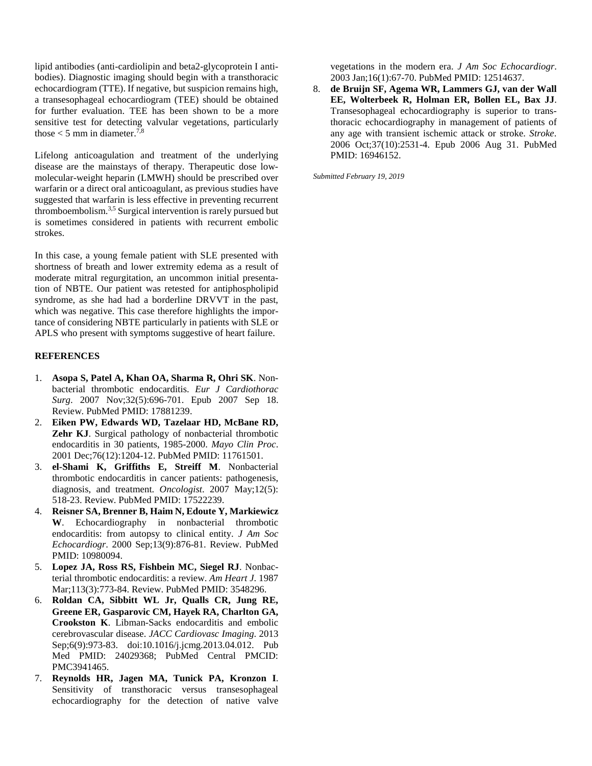lipid antibodies (anti-cardiolipin and beta2-glycoprotein I antibodies). Diagnostic imaging should begin with a transthoracic echocardiogram (TTE). If negative, but suspicion remains high, a transesophageal echocardiogram (TEE) should be obtained for further evaluation. TEE has been shown to be a more sensitive test for detecting valvular vegetations, particularly those < 5 mm in diameter.[7,8]

Lifelong anticoagulation and treatment of the underlying disease are the mainstays of therapy. Therapeutic dose low-molecular-weight heparin (LMWH) should be prescribed over warfarin or a direct oral anticoagulant, as previous studies have suggested that warfarin is less effective in preventing recurrent thromboembolism.[3,5] Surgical intervention is rarely pursued but is sometimes considered in patients with recurrent embolic strokes.

In this case, a young female patient with SLE presented with shortness of breath and lower extremity edema as a result of moderate mitral regurgitation, an uncommon initial presentation of NBTE. Our patient was retested for antiphospholipid syndrome, as she had had a borderline DRVVT in the past, which was negative. This case therefore highlights the importance of considering NBTE particularly in patients with SLE or APLS who present with symptoms suggestive of heart failure.

## REFERENCES

1. **Asopa S, Patel A, Khan OA, Sharma R, Ohri SK**. Nonbacterial thrombotic endocarditis. *Eur J Cardiothorac Surg*. 2007 Nov;32(5):696-701. Epub 2007 Sep 18. Review. PubMed PMID: 17881239.
2. **Eiken PW, Edwards WD, Tazelaar HD, McBane RD, Zehr KJ**. Surgical pathology of nonbacterial thrombotic endocarditis in 30 patients, 1985-2000. *Mayo Clin Proc*. 2001 Dec;76(12):1204-12. PubMed PMID: 11761501.
3. **el-Shami K, Griffiths E, Streiff M**. Nonbacterial thrombotic endocarditis in cancer patients: pathogenesis, diagnosis, and treatment. *Oncologist*. 2007 May;12(5):518-23. Review. PubMed PMID: 17522239.
4. **Reisner SA, Brenner B, Haim N, Edoute Y, Markiewicz W**. Echocardiography in nonbacterial thrombotic endocarditis: from autopsy to clinical entity. *J Am Soc Echocardiogr*. 2000 Sep;13(9):876-81. Review. PubMed PMID: 10980094.
5. **Lopez JA, Ross RS, Fishbein MC, Siegel RJ**. Nonbacterial thrombotic endocarditis: a review. *Am Heart J*. 1987 Mar;113(3):773-84. Review. PubMed PMID: 3548296.
6. **Roldan CA, Sibbitt WL Jr, Qualls CR, Jung RE, Greene ER, Gasparovic CM, Hayek RA, Charlton GA, Crookston K**. Libman-Sacks endocarditis and embolic cerebrovascular disease. *JACC Cardiovasc Imaging*. 2013 Sep;6(9):973-83. doi:10.1016/j.jcmg.2013.04.012. Pub Med PMID: 24029368; PubMed Central PMCID: PMC3941465.
7. **Reynolds HR, Jagen MA, Tunick PA, Kronzon I**. Sensitivity of transthoracic versus transesophageal echocardiography for the detection of native valve vegetations in the modern era. *J Am Soc Echocardiogr*. 2003 Jan;16(1):67-70. PubMed PMID: 12514637.
8. **de Bruijn SF, Agema WR, Lammers GJ, van der Wall EE, Wolterbeek R, Holman ER, Bollen EL, Bax JJ**. Transesophageal echocardiography is superior to transthoracic echocardiography in management of patients of any age with transient ischemic attack or stroke. *Stroke*. 2006 Oct;37(10):2531-4. Epub 2006 Aug 31. PubMed PMID: 16946152.

*Submitted February 19, 2019*